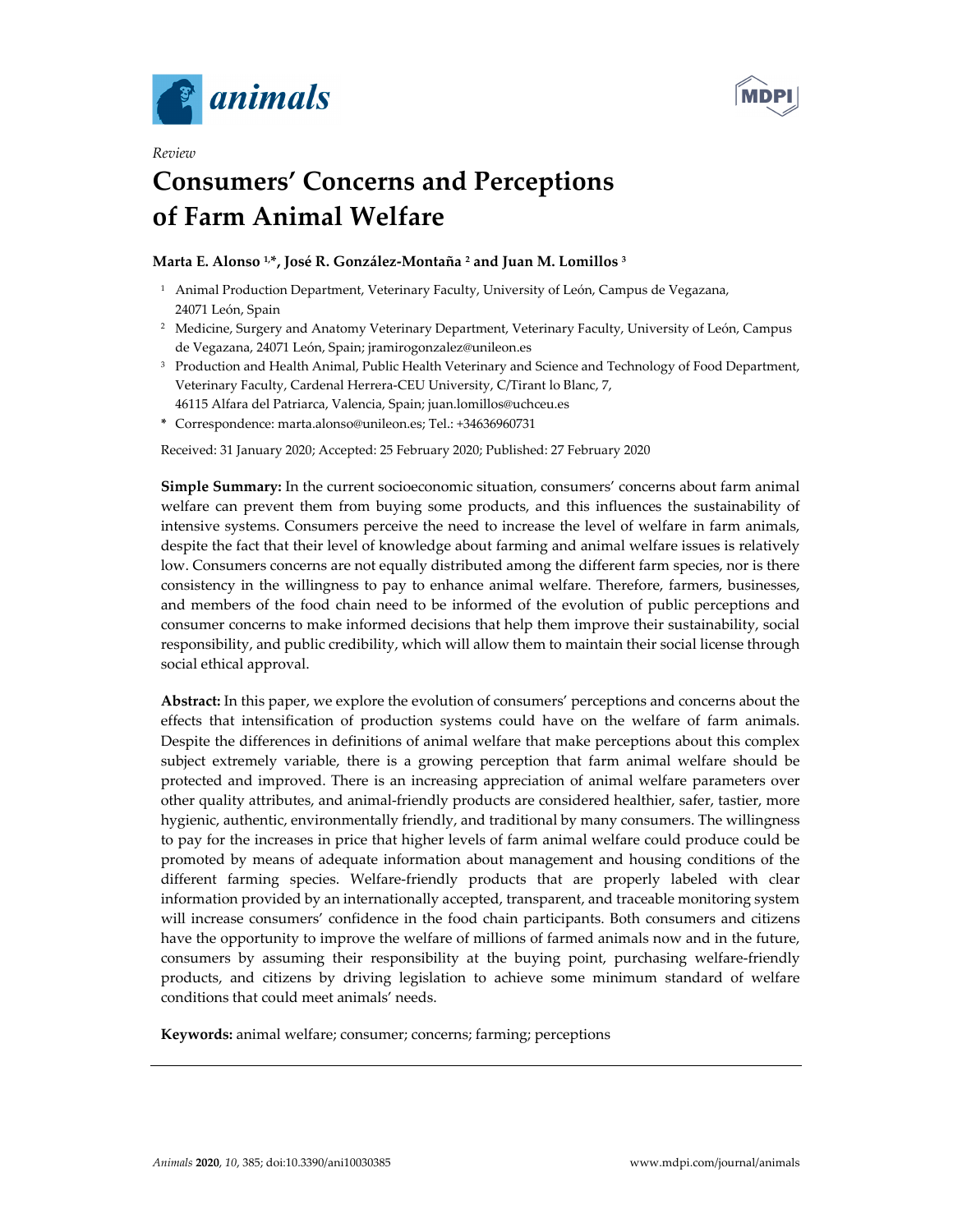*Review*

# Consumers' Concerns and Perceptions of Farm Animal Welfare

**Marta E. Alonso [1,*], José R. González-Montaña [2] and Juan M. Lomillos [3]**

[1] Animal Production Department, Veterinary Faculty, University of León, Campus de Vegazana, 24071 León, Spain

[2] Medicine, Surgery and Anatomy Veterinary Department, Veterinary Faculty, University of León, Campus de Vegazana, 24071 León, Spain; jramirogonzalez@unileon.es

[3] Production and Health Animal, Public Health Veterinary and Science and Technology of Food Department, Veterinary Faculty, Cardenal Herrera-CEU University, C/Tirant lo Blanc, 7, 46115 Alfara del Patriarca, Valencia, Spain; juan.lomillos@uchceu.es

[*] Correspondence: marta.alonso@unileon.es; Tel.: +34636960731

Received: 31 January 2020; Accepted: 25 February 2020; Published: 27 February 2020

**Simple Summary:** In the current socioeconomic situation, consumers' concerns about farm animal welfare can prevent them from buying some products, and this influences the sustainability of intensive systems. Consumers perceive the need to increase the level of welfare in farm animals, despite the fact that their level of knowledge about farming and animal welfare issues is relatively low. Consumers concerns are not equally distributed among the different farm species, nor is there consistency in the willingness to pay to enhance animal welfare. Therefore, farmers, businesses, and members of the food chain need to be informed of the evolution of public perceptions and consumer concerns to make informed decisions that help them improve their sustainability, social responsibility, and public credibility, which will allow them to maintain their social license through social ethical approval.

**Abstract:** In this paper, we explore the evolution of consumers' perceptions and concerns about the effects that intensification of production systems could have on the welfare of farm animals. Despite the differences in definitions of animal welfare that make perceptions about this complex subject extremely variable, there is a growing perception that farm animal welfare should be protected and improved. There is an increasing appreciation of animal welfare parameters over other quality attributes, and animal-friendly products are considered healthier, safer, tastier, more hygienic, authentic, environmentally friendly, and traditional by many consumers. The willingness to pay for the increases in price that higher levels of farm animal welfare could produce could be promoted by means of adequate information about management and housing conditions of the different farming species. Welfare-friendly products that are properly labeled with clear information provided by an internationally accepted, transparent, and traceable monitoring system will increase consumers' confidence in the food chain participants. Both consumers and citizens have the opportunity to improve the welfare of millions of farmed animals now and in the future, consumers by assuming their responsibility at the buying point, purchasing welfare-friendly products, and citizens by driving legislation to achieve some minimum standard of welfare conditions that could meet animals' needs.

**Keywords:** animal welfare; consumer; concerns; farming; perceptions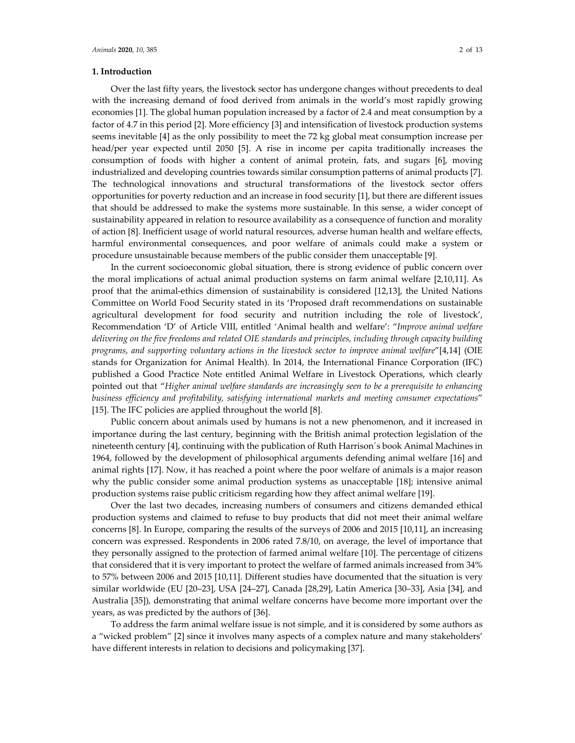## 1. Introduction

Over the last fifty years, the livestock sector has undergone changes without precedents to deal with the increasing demand of food derived from animals in the world's most rapidly growing economies [1]. The global human population increased by a factor of 2.4 and meat consumption by a factor of 4.7 in this period [2]. More efficiency [3] and intensification of livestock production systems seems inevitable [4] as the only possibility to meet the 72 kg global meat consumption increase per head/per year expected until 2050 [5]. A rise in income per capita traditionally increases the consumption of foods with higher a content of animal protein, fats, and sugars [6], moving industrialized and developing countries towards similar consumption patterns of animal products [7]. The technological innovations and structural transformations of the livestock sector offers opportunities for poverty reduction and an increase in food security [1], but there are different issues that should be addressed to make the systems more sustainable. In this sense, a wider concept of sustainability appeared in relation to resource availability as a consequence of function and morality of action [8]. Inefficient usage of world natural resources, adverse human health and welfare effects, harmful environmental consequences, and poor welfare of animals could make a system or procedure unsustainable because members of the public consider them unacceptable [9].

In the current socioeconomic global situation, there is strong evidence of public concern over the moral implications of actual animal production systems on farm animal welfare [2,10,11]. As proof that the animal-ethics dimension of sustainability is considered [12,13], the United Nations Committee on World Food Security stated in its 'Proposed draft recommendations on sustainable agricultural development for food security and nutrition including the role of livestock', Recommendation 'D' of Article VIII, entitled 'Animal health and welfare': "*Improve animal welfare delivering on the five freedoms and related OIE standards and principles, including through capacity building programs, and supporting voluntary actions in the livestock sector to improve animal welfare*"[4,14] (OIE stands for Organization for Animal Health). In 2014, the International Finance Corporation (IFC) published a Good Practice Note entitled Animal Welfare in Livestock Operations, which clearly pointed out that "*Higher animal welfare standards are increasingly seen to be a prerequisite to enhancing business efficiency and profitability, satisfying international markets and meeting consumer expectations*" [15]. The IFC policies are applied throughout the world [8].

Public concern about animals used by humans is not a new phenomenon, and it increased in importance during the last century, beginning with the British animal protection legislation of the nineteenth century [4], continuing with the publication of Ruth Harrison´s book Animal Machines in 1964, followed by the development of philosophical arguments defending animal welfare [16] and animal rights [17]. Now, it has reached a point where the poor welfare of animals is a major reason why the public consider some animal production systems as unacceptable [18]; intensive animal production systems raise public criticism regarding how they affect animal welfare [19].

Over the last two decades, increasing numbers of consumers and citizens demanded ethical production systems and claimed to refuse to buy products that did not meet their animal welfare concerns [8]. In Europe, comparing the results of the surveys of 2006 and 2015 [10,11], an increasing concern was expressed. Respondents in 2006 rated 7.8/10, on average, the level of importance that they personally assigned to the protection of farmed animal welfare [10]. The percentage of citizens that considered that it is very important to protect the welfare of farmed animals increased from 34% to 57% between 2006 and 2015 [10,11]. Different studies have documented that the situation is very similar worldwide (EU [20–23], USA [24–27], Canada [28,29], Latin America [30–33], Asia [34], and Australia [35]), demonstrating that animal welfare concerns have become more important over the years, as was predicted by the authors of [36].

To address the farm animal welfare issue is not simple, and it is considered by some authors as a "wicked problem" [2] since it involves many aspects of a complex nature and many stakeholders' have different interests in relation to decisions and policymaking [37].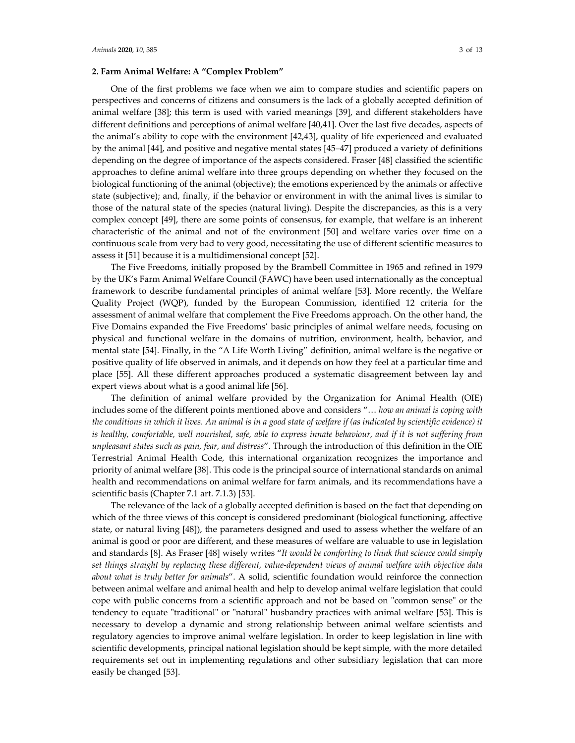## 2. Farm Animal Welfare: A "Complex Problem"

One of the first problems we face when we aim to compare studies and scientific papers on perspectives and concerns of citizens and consumers is the lack of a globally accepted definition of animal welfare [38]; this term is used with varied meanings [39], and different stakeholders have different definitions and perceptions of animal welfare [40,41]. Over the last five decades, aspects of the animal's ability to cope with the environment [42,43], quality of life experienced and evaluated by the animal [44], and positive and negative mental states [45–47] produced a variety of definitions depending on the degree of importance of the aspects considered. Fraser [48] classified the scientific approaches to define animal welfare into three groups depending on whether they focused on the biological functioning of the animal (objective); the emotions experienced by the animals or affective state (subjective); and, finally, if the behavior or environment in with the animal lives is similar to those of the natural state of the species (natural living). Despite the discrepancies, as this is a very complex concept [49], there are some points of consensus, for example, that welfare is an inherent characteristic of the animal and not of the environment [50] and welfare varies over time on a continuous scale from very bad to very good, necessitating the use of different scientific measures to assess it [51] because it is a multidimensional concept [52].

The Five Freedoms, initially proposed by the Brambell Committee in 1965 and refined in 1979 by the UK's Farm Animal Welfare Council (FAWC) have been used internationally as the conceptual framework to describe fundamental principles of animal welfare [53]. More recently, the Welfare Quality Project (WQP), funded by the European Commission, identified 12 criteria for the assessment of animal welfare that complement the Five Freedoms approach. On the other hand, the Five Domains expanded the Five Freedoms' basic principles of animal welfare needs, focusing on physical and functional welfare in the domains of nutrition, environment, health, behavior, and mental state [54]. Finally, in the "A Life Worth Living" definition, animal welfare is the negative or positive quality of life observed in animals, and it depends on how they feel at a particular time and place [55]. All these different approaches produced a systematic disagreement between lay and expert views about what is a good animal life [56].

The definition of animal welfare provided by the Organization for Animal Health (OIE) includes some of the different points mentioned above and considers "… *how an animal is coping with the conditions in which it lives. An animal is in a good state of welfare if (as indicated by scientific evidence) it is healthy, comfortable, well nourished, safe, able to express innate behaviour, and if it is not suffering from unpleasant states such as pain, fear, and distress*". Through the introduction of this definition in the OIE Terrestrial Animal Health Code, this international organization recognizes the importance and priority of animal welfare [38]. This code is the principal source of international standards on animal health and recommendations on animal welfare for farm animals, and its recommendations have a scientific basis (Chapter 7.1 art. 7.1.3) [53].

The relevance of the lack of a globally accepted definition is based on the fact that depending on which of the three views of this concept is considered predominant (biological functioning, affective state, or natural living [48]), the parameters designed and used to assess whether the welfare of an animal is good or poor are different, and these measures of welfare are valuable to use in legislation and standards [8]. As Fraser [48] wisely writes "*It would be comforting to think that science could simply set things straight by replacing these different, value-dependent views of animal welfare with objective data about what is truly better for animals*". A solid, scientific foundation would reinforce the connection between animal welfare and animal health and help to develop animal welfare legislation that could cope with public concerns from a scientific approach and not be based on "common sense" or the tendency to equate "traditional" or "natural" husbandry practices with animal welfare [53]. This is necessary to develop a dynamic and strong relationship between animal welfare scientists and regulatory agencies to improve animal welfare legislation. In order to keep legislation in line with scientific developments, principal national legislation should be kept simple, with the more detailed requirements set out in implementing regulations and other subsidiary legislation that can more easily be changed [53].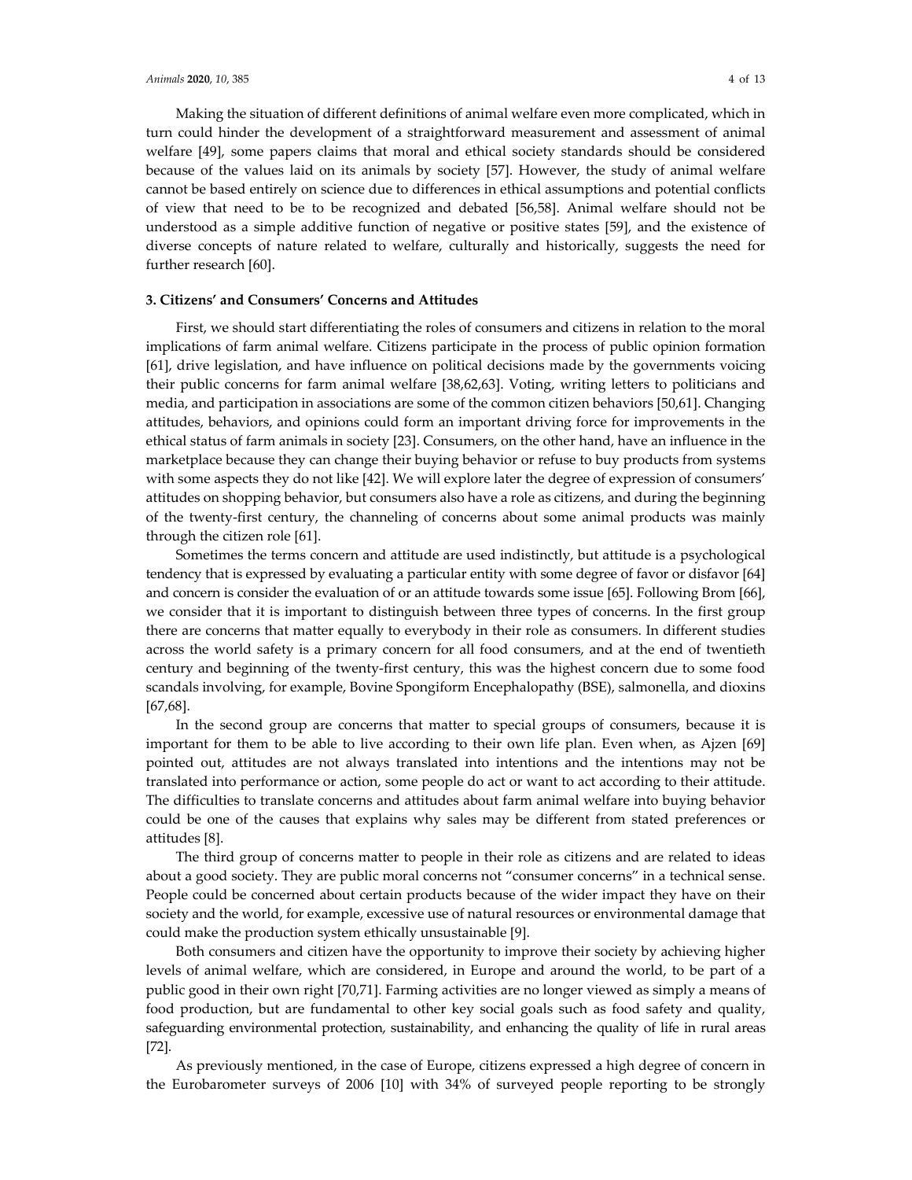Making the situation of different definitions of animal welfare even more complicated, which in turn could hinder the development of a straightforward measurement and assessment of animal welfare [49], some papers claims that moral and ethical society standards should be considered because of the values laid on its animals by society [57]. However, the study of animal welfare cannot be based entirely on science due to differences in ethical assumptions and potential conflicts of view that need to be to be recognized and debated [56,58]. Animal welfare should not be understood as a simple additive function of negative or positive states [59], and the existence of diverse concepts of nature related to welfare, culturally and historically, suggests the need for further research [60].

## 3. Citizens' and Consumers' Concerns and Attitudes

First, we should start differentiating the roles of consumers and citizens in relation to the moral implications of farm animal welfare. Citizens participate in the process of public opinion formation [61], drive legislation, and have influence on political decisions made by the governments voicing their public concerns for farm animal welfare [38,62,63]. Voting, writing letters to politicians and media, and participation in associations are some of the common citizen behaviors [50,61]. Changing attitudes, behaviors, and opinions could form an important driving force for improvements in the ethical status of farm animals in society [23]. Consumers, on the other hand, have an influence in the marketplace because they can change their buying behavior or refuse to buy products from systems with some aspects they do not like [42]. We will explore later the degree of expression of consumers' attitudes on shopping behavior, but consumers also have a role as citizens, and during the beginning of the twenty-first century, the channeling of concerns about some animal products was mainly through the citizen role [61].

Sometimes the terms concern and attitude are used indistinctly, but attitude is a psychological tendency that is expressed by evaluating a particular entity with some degree of favor or disfavor [64] and concern is consider the evaluation of or an attitude towards some issue [65]. Following Brom [66], we consider that it is important to distinguish between three types of concerns. In the first group there are concerns that matter equally to everybody in their role as consumers. In different studies across the world safety is a primary concern for all food consumers, and at the end of twentieth century and beginning of the twenty-first century, this was the highest concern due to some food scandals involving, for example, Bovine Spongiform Encephalopathy (BSE), salmonella, and dioxins [67,68].

In the second group are concerns that matter to special groups of consumers, because it is important for them to be able to live according to their own life plan. Even when, as Ajzen [69] pointed out, attitudes are not always translated into intentions and the intentions may not be translated into performance or action, some people do act or want to act according to their attitude. The difficulties to translate concerns and attitudes about farm animal welfare into buying behavior could be one of the causes that explains why sales may be different from stated preferences or attitudes [8].

The third group of concerns matter to people in their role as citizens and are related to ideas about a good society. They are public moral concerns not "consumer concerns" in a technical sense. People could be concerned about certain products because of the wider impact they have on their society and the world, for example, excessive use of natural resources or environmental damage that could make the production system ethically unsustainable [9].

Both consumers and citizen have the opportunity to improve their society by achieving higher levels of animal welfare, which are considered, in Europe and around the world, to be part of a public good in their own right [70,71]. Farming activities are no longer viewed as simply a means of food production, but are fundamental to other key social goals such as food safety and quality, safeguarding environmental protection, sustainability, and enhancing the quality of life in rural areas [72].

As previously mentioned, in the case of Europe, citizens expressed a high degree of concern in the Eurobarometer surveys of 2006 [10] with 34% of surveyed people reporting to be strongly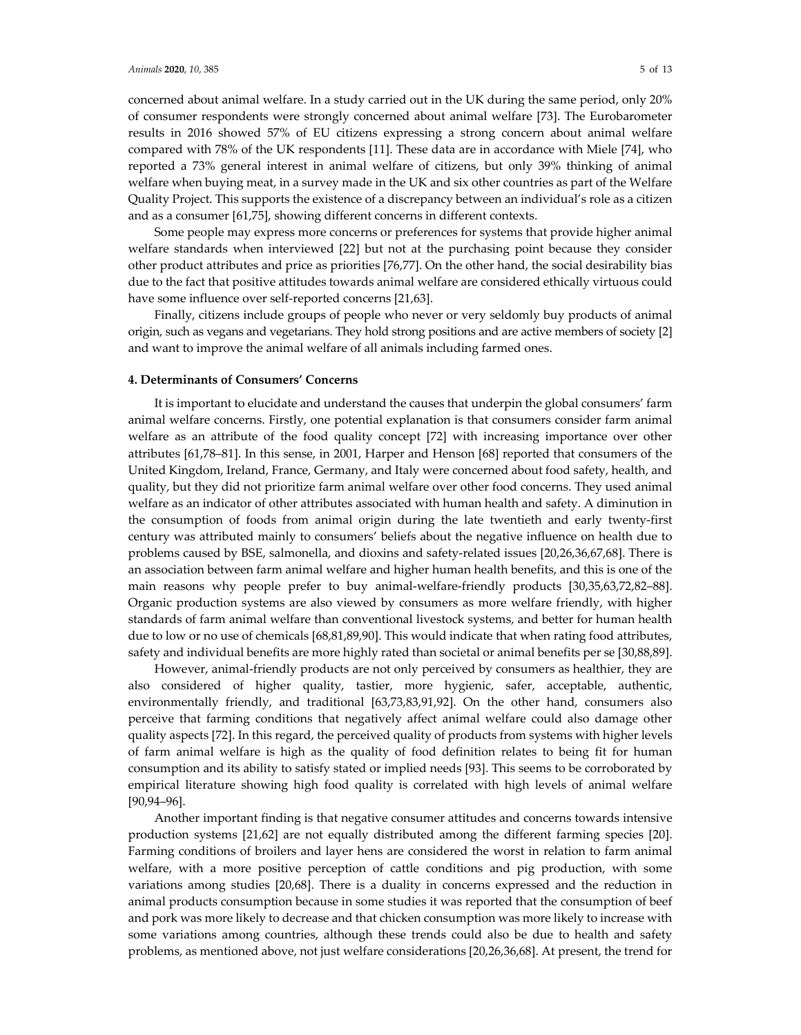concerned about animal welfare. In a study carried out in the UK during the same period, only 20% of consumer respondents were strongly concerned about animal welfare [73]. The Eurobarometer results in 2016 showed 57% of EU citizens expressing a strong concern about animal welfare compared with 78% of the UK respondents [11]. These data are in accordance with Miele [74], who reported a 73% general interest in animal welfare of citizens, but only 39% thinking of animal welfare when buying meat, in a survey made in the UK and six other countries as part of the Welfare Quality Project. This supports the existence of a discrepancy between an individual's role as a citizen and as a consumer [61,75], showing different concerns in different contexts.

Some people may express more concerns or preferences for systems that provide higher animal welfare standards when interviewed [22] but not at the purchasing point because they consider other product attributes and price as priorities [76,77]. On the other hand, the social desirability bias due to the fact that positive attitudes towards animal welfare are considered ethically virtuous could have some influence over self-reported concerns [21,63].

Finally, citizens include groups of people who never or very seldomly buy products of animal origin, such as vegans and vegetarians. They hold strong positions and are active members of society [2] and want to improve the animal welfare of all animals including farmed ones.

## 4. Determinants of Consumers' Concerns

It is important to elucidate and understand the causes that underpin the global consumers' farm animal welfare concerns. Firstly, one potential explanation is that consumers consider farm animal welfare as an attribute of the food quality concept [72] with increasing importance over other attributes [61,78–81]. In this sense, in 2001, Harper and Henson [68] reported that consumers of the United Kingdom, Ireland, France, Germany, and Italy were concerned about food safety, health, and quality, but they did not prioritize farm animal welfare over other food concerns. They used animal welfare as an indicator of other attributes associated with human health and safety. A diminution in the consumption of foods from animal origin during the late twentieth and early twenty-first century was attributed mainly to consumers' beliefs about the negative influence on health due to problems caused by BSE, salmonella, and dioxins and safety-related issues [20,26,36,67,68]. There is an association between farm animal welfare and higher human health benefits, and this is one of the main reasons why people prefer to buy animal-welfare-friendly products [30,35,63,72,82–88]. Organic production systems are also viewed by consumers as more welfare friendly, with higher standards of farm animal welfare than conventional livestock systems, and better for human health due to low or no use of chemicals [68,81,89,90]. This would indicate that when rating food attributes, safety and individual benefits are more highly rated than societal or animal benefits per se [30,88,89].

However, animal-friendly products are not only perceived by consumers as healthier, they are also considered of higher quality, tastier, more hygienic, safer, acceptable, authentic, environmentally friendly, and traditional [63,73,83,91,92]. On the other hand, consumers also perceive that farming conditions that negatively affect animal welfare could also damage other quality aspects [72]. In this regard, the perceived quality of products from systems with higher levels of farm animal welfare is high as the quality of food definition relates to being fit for human consumption and its ability to satisfy stated or implied needs [93]. This seems to be corroborated by empirical literature showing high food quality is correlated with high levels of animal welfare [90,94–96].

Another important finding is that negative consumer attitudes and concerns towards intensive production systems [21,62] are not equally distributed among the different farming species [20]. Farming conditions of broilers and layer hens are considered the worst in relation to farm animal welfare, with a more positive perception of cattle conditions and pig production, with some variations among studies [20,68]. There is a duality in concerns expressed and the reduction in animal products consumption because in some studies it was reported that the consumption of beef and pork was more likely to decrease and that chicken consumption was more likely to increase with some variations among countries, although these trends could also be due to health and safety problems, as mentioned above, not just welfare considerations [20,26,36,68]. At present, the trend for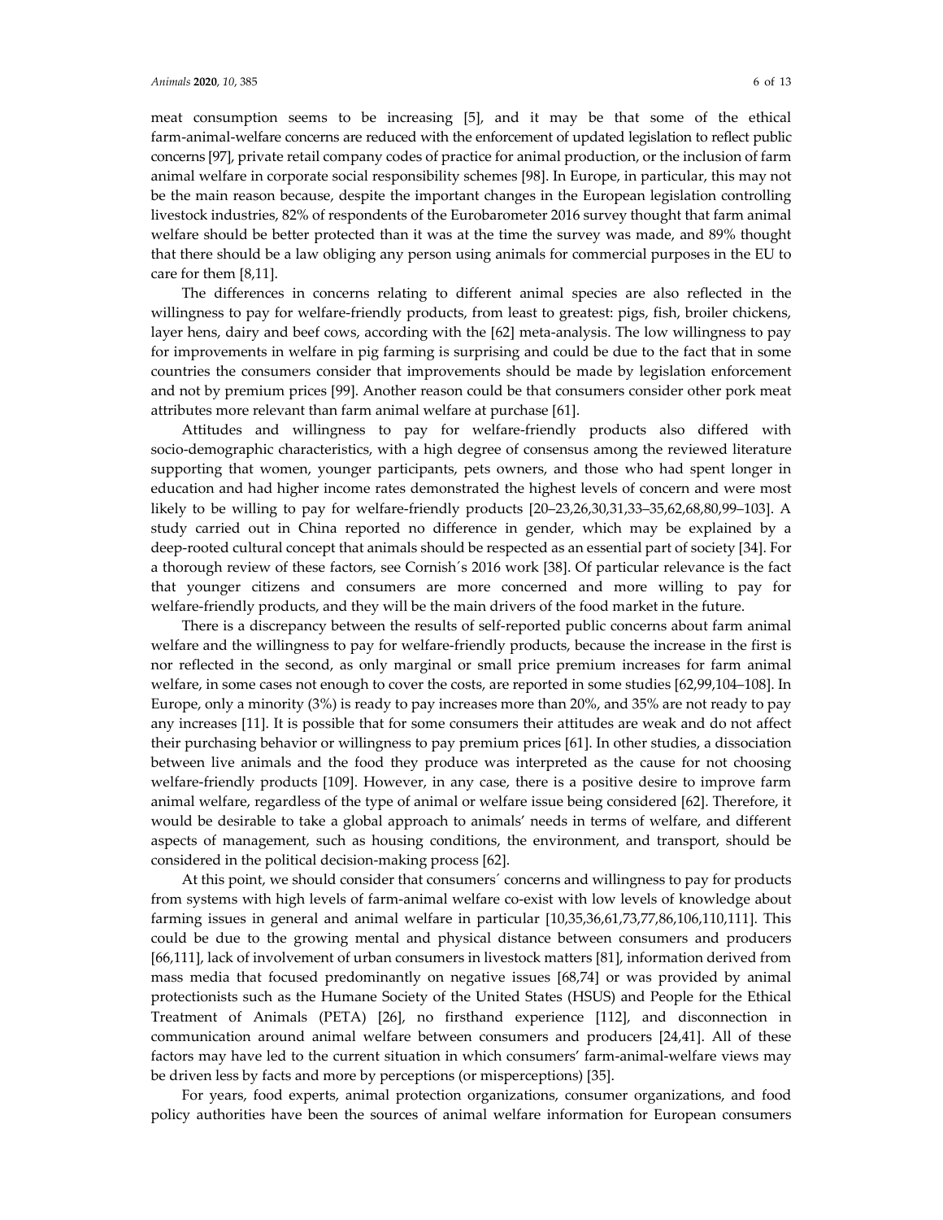meat consumption seems to be increasing [5], and it may be that some of the ethical farm-animal-welfare concerns are reduced with the enforcement of updated legislation to reflect public concerns [97], private retail company codes of practice for animal production, or the inclusion of farm animal welfare in corporate social responsibility schemes [98]. In Europe, in particular, this may not be the main reason because, despite the important changes in the European legislation controlling livestock industries, 82% of respondents of the Eurobarometer 2016 survey thought that farm animal welfare should be better protected than it was at the time the survey was made, and 89% thought that there should be a law obliging any person using animals for commercial purposes in the EU to care for them [8,11].

The differences in concerns relating to different animal species are also reflected in the willingness to pay for welfare-friendly products, from least to greatest: pigs, fish, broiler chickens, layer hens, dairy and beef cows, according with the [62] meta-analysis. The low willingness to pay for improvements in welfare in pig farming is surprising and could be due to the fact that in some countries the consumers consider that improvements should be made by legislation enforcement and not by premium prices [99]. Another reason could be that consumers consider other pork meat attributes more relevant than farm animal welfare at purchase [61].

Attitudes and willingness to pay for welfare-friendly products also differed with socio-demographic characteristics, with a high degree of consensus among the reviewed literature supporting that women, younger participants, pets owners, and those who had spent longer in education and had higher income rates demonstrated the highest levels of concern and were most likely to be willing to pay for welfare-friendly products [20–23,26,30,31,33–35,62,68,80,99–103]. A study carried out in China reported no difference in gender, which may be explained by a deep-rooted cultural concept that animals should be respected as an essential part of society [34]. For a thorough review of these factors, see Cornish´s 2016 work [38]. Of particular relevance is the fact that younger citizens and consumers are more concerned and more willing to pay for welfare-friendly products, and they will be the main drivers of the food market in the future.

There is a discrepancy between the results of self-reported public concerns about farm animal welfare and the willingness to pay for welfare-friendly products, because the increase in the first is nor reflected in the second, as only marginal or small price premium increases for farm animal welfare, in some cases not enough to cover the costs, are reported in some studies [62,99,104–108]. In Europe, only a minority (3%) is ready to pay increases more than 20%, and 35% are not ready to pay any increases [11]. It is possible that for some consumers their attitudes are weak and do not affect their purchasing behavior or willingness to pay premium prices [61]. In other studies, a dissociation between live animals and the food they produce was interpreted as the cause for not choosing welfare-friendly products [109]. However, in any case, there is a positive desire to improve farm animal welfare, regardless of the type of animal or welfare issue being considered [62]. Therefore, it would be desirable to take a global approach to animals' needs in terms of welfare, and different aspects of management, such as housing conditions, the environment, and transport, should be considered in the political decision-making process [62].

At this point, we should consider that consumers´ concerns and willingness to pay for products from systems with high levels of farm-animal welfare co-exist with low levels of knowledge about farming issues in general and animal welfare in particular [10,35,36,61,73,77,86,106,110,111]. This could be due to the growing mental and physical distance between consumers and producers [66,111], lack of involvement of urban consumers in livestock matters [81], information derived from mass media that focused predominantly on negative issues [68,74] or was provided by animal protectionists such as the Humane Society of the United States (HSUS) and People for the Ethical Treatment of Animals (PETA) [26], no firsthand experience [112], and disconnection in communication around animal welfare between consumers and producers [24,41]. All of these factors may have led to the current situation in which consumers' farm-animal-welfare views may be driven less by facts and more by perceptions (or misperceptions) [35].

For years, food experts, animal protection organizations, consumer organizations, and food policy authorities have been the sources of animal welfare information for European consumers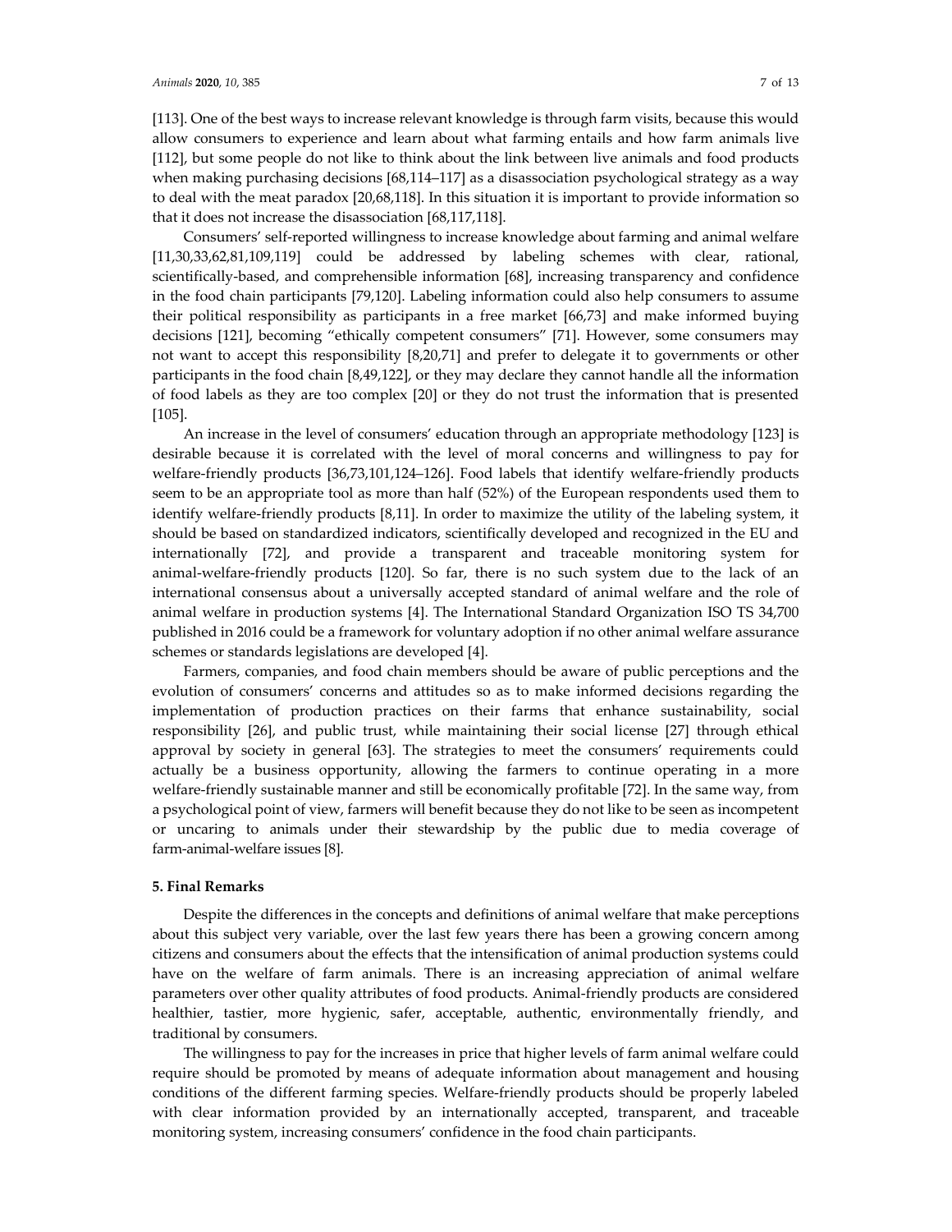[113]. One of the best ways to increase relevant knowledge is through farm visits, because this would allow consumers to experience and learn about what farming entails and how farm animals live [112], but some people do not like to think about the link between live animals and food products when making purchasing decisions [68,114–117] as a disassociation psychological strategy as a way to deal with the meat paradox [20,68,118]. In this situation it is important to provide information so that it does not increase the disassociation [68,117,118].

Consumers' self-reported willingness to increase knowledge about farming and animal welfare [11,30,33,62,81,109,119] could be addressed by labeling schemes with clear, rational, scientifically-based, and comprehensible information [68], increasing transparency and confidence in the food chain participants [79,120]. Labeling information could also help consumers to assume their political responsibility as participants in a free market [66,73] and make informed buying decisions [121], becoming "ethically competent consumers" [71]. However, some consumers may not want to accept this responsibility [8,20,71] and prefer to delegate it to governments or other participants in the food chain [8,49,122], or they may declare they cannot handle all the information of food labels as they are too complex [20] or they do not trust the information that is presented [105].

An increase in the level of consumers' education through an appropriate methodology [123] is desirable because it is correlated with the level of moral concerns and willingness to pay for welfare-friendly products [36,73,101,124–126]. Food labels that identify welfare-friendly products seem to be an appropriate tool as more than half (52%) of the European respondents used them to identify welfare-friendly products [8,11]. In order to maximize the utility of the labeling system, it should be based on standardized indicators, scientifically developed and recognized in the EU and internationally [72], and provide a transparent and traceable monitoring system for animal-welfare-friendly products [120]. So far, there is no such system due to the lack of an international consensus about a universally accepted standard of animal welfare and the role of animal welfare in production systems [4]. The International Standard Organization ISO TS 34,700 published in 2016 could be a framework for voluntary adoption if no other animal welfare assurance schemes or standards legislations are developed [4].

Farmers, companies, and food chain members should be aware of public perceptions and the evolution of consumers' concerns and attitudes so as to make informed decisions regarding the implementation of production practices on their farms that enhance sustainability, social responsibility [26], and public trust, while maintaining their social license [27] through ethical approval by society in general [63]. The strategies to meet the consumers' requirements could actually be a business opportunity, allowing the farmers to continue operating in a more welfare-friendly sustainable manner and still be economically profitable [72]. In the same way, from a psychological point of view, farmers will benefit because they do not like to be seen as incompetent or uncaring to animals under their stewardship by the public due to media coverage of farm-animal-welfare issues [8].

## 5. Final Remarks

Despite the differences in the concepts and definitions of animal welfare that make perceptions about this subject very variable, over the last few years there has been a growing concern among citizens and consumers about the effects that the intensification of animal production systems could have on the welfare of farm animals. There is an increasing appreciation of animal welfare parameters over other quality attributes of food products. Animal-friendly products are considered healthier, tastier, more hygienic, safer, acceptable, authentic, environmentally friendly, and traditional by consumers.

The willingness to pay for the increases in price that higher levels of farm animal welfare could require should be promoted by means of adequate information about management and housing conditions of the different farming species. Welfare-friendly products should be properly labeled with clear information provided by an internationally accepted, transparent, and traceable monitoring system, increasing consumers' confidence in the food chain participants.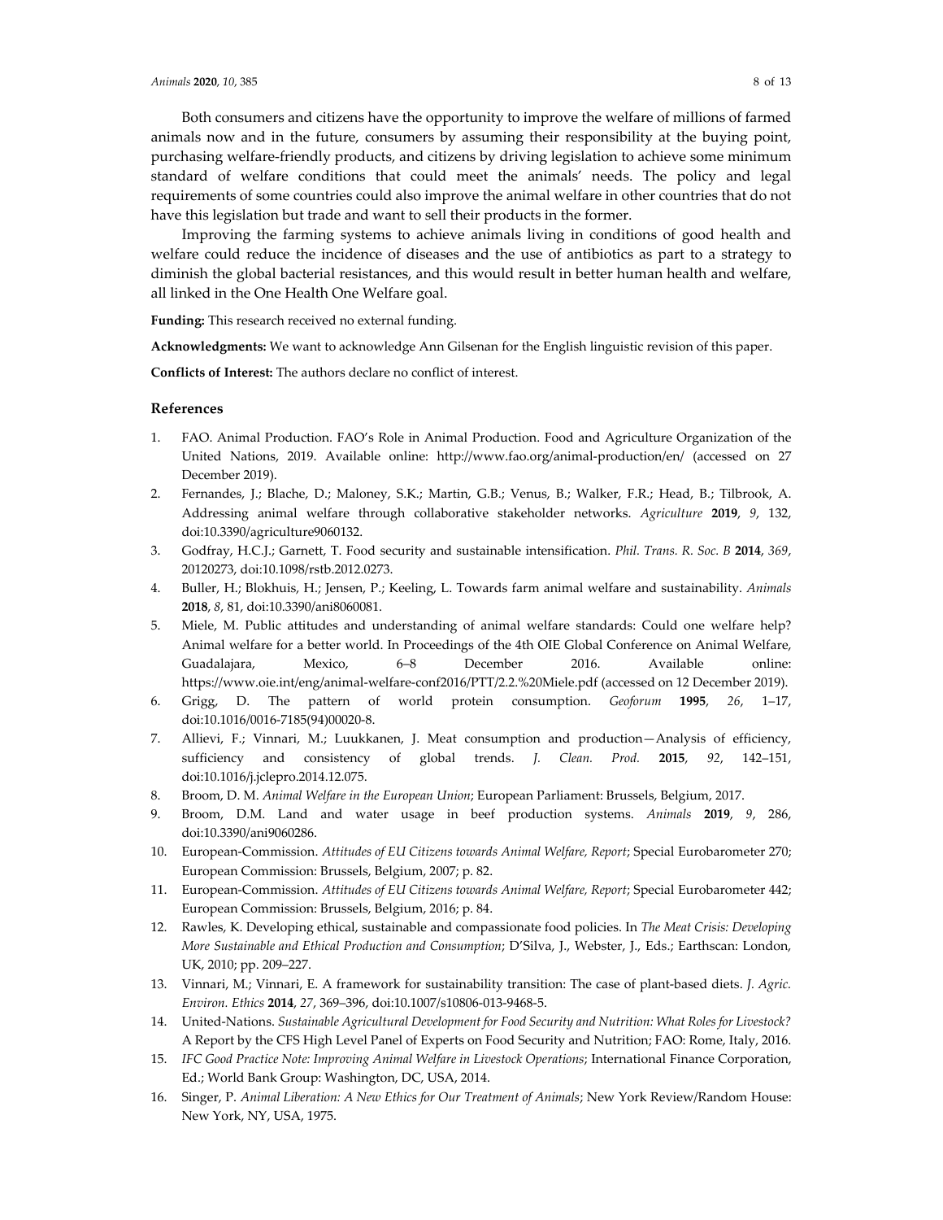Both consumers and citizens have the opportunity to improve the welfare of millions of farmed animals now and in the future, consumers by assuming their responsibility at the buying point, purchasing welfare-friendly products, and citizens by driving legislation to achieve some minimum standard of welfare conditions that could meet the animals' needs. The policy and legal requirements of some countries could also improve the animal welfare in other countries that do not have this legislation but trade and want to sell their products in the former.

Improving the farming systems to achieve animals living in conditions of good health and welfare could reduce the incidence of diseases and the use of antibiotics as part to a strategy to diminish the global bacterial resistances, and this would result in better human health and welfare, all linked in the One Health One Welfare goal.

**Funding:** This research received no external funding.

**Acknowledgments:** We want to acknowledge Ann Gilsenan for the English linguistic revision of this paper.

**Conflicts of Interest:** The authors declare no conflict of interest.

## References

1. FAO. Animal Production. FAO's Role in Animal Production. Food and Agriculture Organization of the United Nations, 2019. Available online: http://www.fao.org/animal-production/en/ (accessed on 27 December 2019).
2. Fernandes, J.; Blache, D.; Maloney, S.K.; Martin, G.B.; Venus, B.; Walker, F.R.; Head, B.; Tilbrook, A. Addressing animal welfare through collaborative stakeholder networks. *Agriculture* **2019**, *9*, 132, doi:10.3390/agriculture9060132.
3. Godfray, H.C.J.; Garnett, T. Food security and sustainable intensification. *Phil. Trans. R. Soc. B* **2014**, *369*, 20120273, doi:10.1098/rstb.2012.0273.
4. Buller, H.; Blokhuis, H.; Jensen, P.; Keeling, L. Towards farm animal welfare and sustainability. *Animals* **2018**, *8*, 81, doi:10.3390/ani8060081.
5. Miele, M. Public attitudes and understanding of animal welfare standards: Could one welfare help? Animal welfare for a better world. In Proceedings of the 4th OIE Global Conference on Animal Welfare, Guadalajara, Mexico, 6–8 December 2016. Available online: https://www.oie.int/eng/animal-welfare-conf2016/PTT/2.2.%20Miele.pdf (accessed on 12 December 2019).
6. Grigg, D. The pattern of world protein consumption. *Geoforum* **1995**, *26*, 1–17, doi:10.1016/0016-7185(94)00020-8.
7. Allievi, F.; Vinnari, M.; Luukkanen, J. Meat consumption and production—Analysis of efficiency, sufficiency and consistency of global trends. *J. Clean. Prod.* **2015**, *92*, 142–151, doi:10.1016/j.jclepro.2014.12.075.
8. Broom, D. M. *Animal Welfare in the European Union*; European Parliament: Brussels, Belgium, 2017.
9. Broom, D.M. Land and water usage in beef production systems. *Animals* **2019**, *9*, 286, doi:10.3390/ani9060286.
10. European-Commission. *Attitudes of EU Citizens towards Animal Welfare, Report*; Special Eurobarometer 270; European Commission: Brussels, Belgium, 2007; p. 82.
11. European-Commission. *Attitudes of EU Citizens towards Animal Welfare, Report*; Special Eurobarometer 442; European Commission: Brussels, Belgium, 2016; p. 84.
12. Rawles, K. Developing ethical, sustainable and compassionate food policies. In *The Meat Crisis: Developing More Sustainable and Ethical Production and Consumption*; D'Silva, J., Webster, J., Eds.; Earthscan: London, UK, 2010; pp. 209–227.
13. Vinnari, M.; Vinnari, E. A framework for sustainability transition: The case of plant-based diets. *J. Agric. Environ. Ethics* **2014**, *27*, 369–396, doi:10.1007/s10806-013-9468-5.
14. United-Nations. *Sustainable Agricultural Development for Food Security and Nutrition: What Roles for Livestock?* A Report by the CFS High Level Panel of Experts on Food Security and Nutrition; FAO: Rome, Italy, 2016.
15. *IFC Good Practice Note: Improving Animal Welfare in Livestock Operations*; International Finance Corporation, Ed.; World Bank Group: Washington, DC, USA, 2014.
16. Singer, P. *Animal Liberation: A New Ethics for Our Treatment of Animals*; New York Review/Random House: New York, NY, USA, 1975.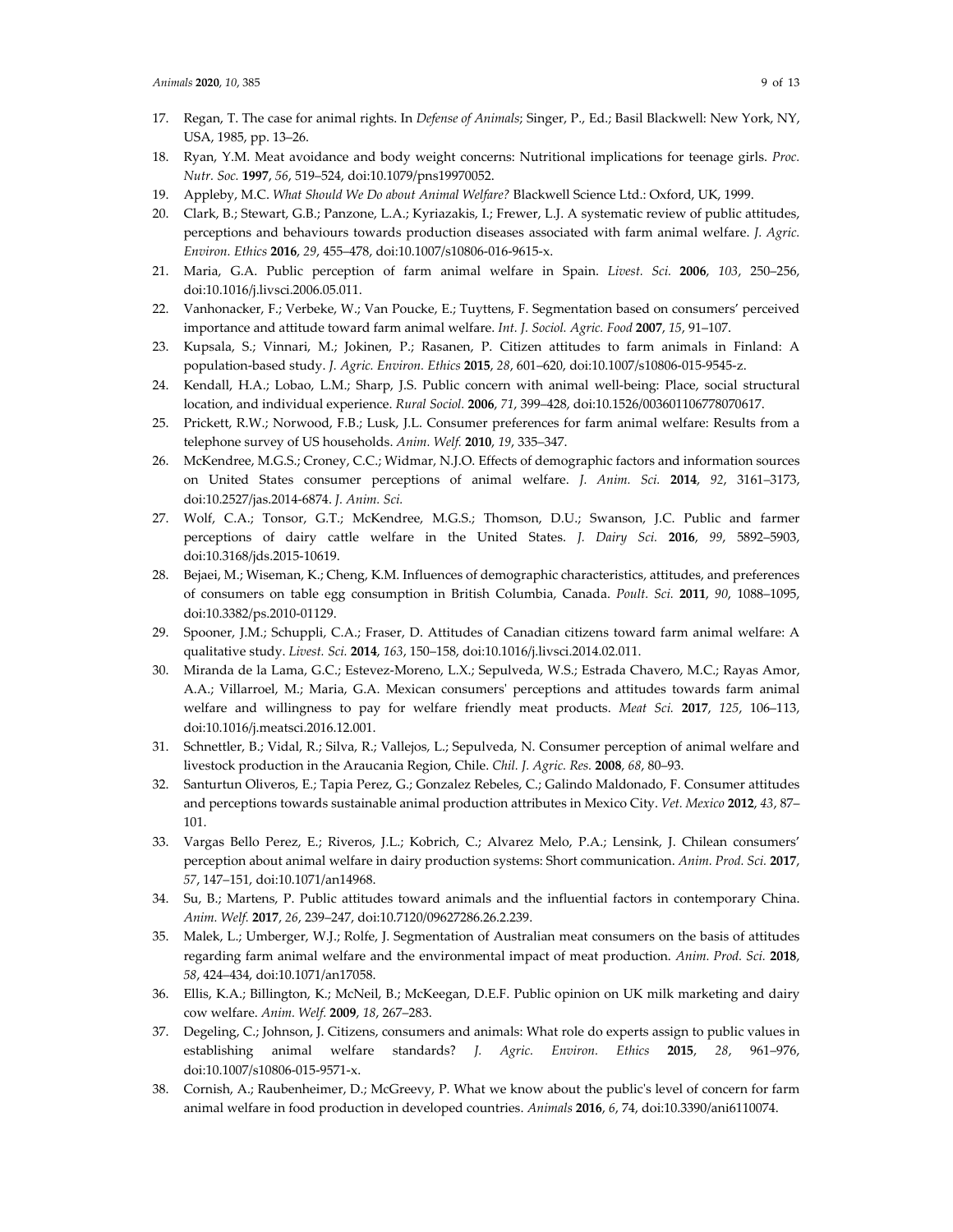17. Regan, T. The case for animal rights. In *Defense of Animals*; Singer, P., Ed.; Basil Blackwell: New York, NY, USA, 1985, pp. 13–26.
18. Ryan, Y.M. Meat avoidance and body weight concerns: Nutritional implications for teenage girls. *Proc. Nutr. Soc.* **1997**, *56*, 519–524, doi:10.1079/pns19970052.
19. Appleby, M.C. *What Should We Do about Animal Welfare?* Blackwell Science Ltd.: Oxford, UK, 1999.
20. Clark, B.; Stewart, G.B.; Panzone, L.A.; Kyriazakis, I.; Frewer, L.J. A systematic review of public attitudes, perceptions and behaviours towards production diseases associated with farm animal welfare. *J. Agric. Environ. Ethics* **2016**, *29*, 455–478, doi:10.1007/s10806-016-9615-x.
21. Maria, G.A. Public perception of farm animal welfare in Spain. *Livest. Sci.* **2006**, *103*, 250–256, doi:10.1016/j.livsci.2006.05.011.
22. Vanhonacker, F.; Verbeke, W.; Van Poucke, E.; Tuyttens, F. Segmentation based on consumers' perceived importance and attitude toward farm animal welfare. *Int. J. Sociol. Agric. Food* **2007**, *15*, 91–107.
23. Kupsala, S.; Vinnari, M.; Jokinen, P.; Rasanen, P. Citizen attitudes to farm animals in Finland: A population-based study. *J. Agric. Environ. Ethics* **2015**, *28*, 601–620, doi:10.1007/s10806-015-9545-z.
24. Kendall, H.A.; Lobao, L.M.; Sharp, J.S. Public concern with animal well-being: Place, social structural location, and individual experience. *Rural Sociol.* **2006**, *71*, 399–428, doi:10.1526/003601106778070617.
25. Prickett, R.W.; Norwood, F.B.; Lusk, J.L. Consumer preferences for farm animal welfare: Results from a telephone survey of US households. *Anim. Welf.* **2010**, *19*, 335–347.
26. McKendree, M.G.S.; Croney, C.C.; Widmar, N.J.O. Effects of demographic factors and information sources on United States consumer perceptions of animal welfare. *J. Anim. Sci.* **2014**, *92*, 3161–3173, doi:10.2527/jas.2014-6874. *J. Anim. Sci.*
27. Wolf, C.A.; Tonsor, G.T.; McKendree, M.G.S.; Thomson, D.U.; Swanson, J.C. Public and farmer perceptions of dairy cattle welfare in the United States. *J. Dairy Sci.* **2016**, *99*, 5892–5903, doi:10.3168/jds.2015-10619.
28. Bejaei, M.; Wiseman, K.; Cheng, K.M. Influences of demographic characteristics, attitudes, and preferences of consumers on table egg consumption in British Columbia, Canada. *Poult. Sci.* **2011**, *90*, 1088–1095, doi:10.3382/ps.2010-01129.
29. Spooner, J.M.; Schuppli, C.A.; Fraser, D. Attitudes of Canadian citizens toward farm animal welfare: A qualitative study. *Livest. Sci.* **2014**, *163*, 150–158, doi:10.1016/j.livsci.2014.02.011.
30. Miranda de la Lama, G.C.; Estevez-Moreno, L.X.; Sepulveda, W.S.; Estrada Chavero, M.C.; Rayas Amor, A.A.; Villarroel, M.; Maria, G.A. Mexican consumers' perceptions and attitudes towards farm animal welfare and willingness to pay for welfare friendly meat products. *Meat Sci.* **2017**, *125*, 106–113, doi:10.1016/j.meatsci.2016.12.001.
31. Schnettler, B.; Vidal, R.; Silva, R.; Vallejos, L.; Sepulveda, N. Consumer perception of animal welfare and livestock production in the Araucania Region, Chile. *Chil. J. Agric. Res.* **2008**, *68*, 80–93.
32. Santurtun Oliveros, E.; Tapia Perez, G.; Gonzalez Rebeles, C.; Galindo Maldonado, F. Consumer attitudes and perceptions towards sustainable animal production attributes in Mexico City. *Vet. Mexico* **2012**, *43*, 87–101.
33. Vargas Bello Perez, E.; Riveros, J.L.; Kobrich, C.; Alvarez Melo, P.A.; Lensink, J. Chilean consumers' perception about animal welfare in dairy production systems: Short communication. *Anim. Prod. Sci.* **2017**, *57*, 147–151, doi:10.1071/an14968.
34. Su, B.; Martens, P. Public attitudes toward animals and the influential factors in contemporary China. *Anim. Welf.* **2017**, *26*, 239–247, doi:10.7120/09627286.26.2.239.
35. Malek, L.; Umberger, W.J.; Rolfe, J. Segmentation of Australian meat consumers on the basis of attitudes regarding farm animal welfare and the environmental impact of meat production. *Anim. Prod. Sci.* **2018**, *58*, 424–434, doi:10.1071/an17058.
36. Ellis, K.A.; Billington, K.; McNeil, B.; McKeegan, D.E.F. Public opinion on UK milk marketing and dairy cow welfare. *Anim. Welf.* **2009**, *18*, 267–283.
37. Degeling, C.; Johnson, J. Citizens, consumers and animals: What role do experts assign to public values in establishing animal welfare standards? *J. Agric. Environ. Ethics* **2015**, *28*, 961–976, doi:10.1007/s10806-015-9571-x.
38. Cornish, A.; Raubenheimer, D.; McGreevy, P. What we know about the public's level of concern for farm animal welfare in food production in developed countries. *Animals* **2016**, *6*, 74, doi:10.3390/ani6110074.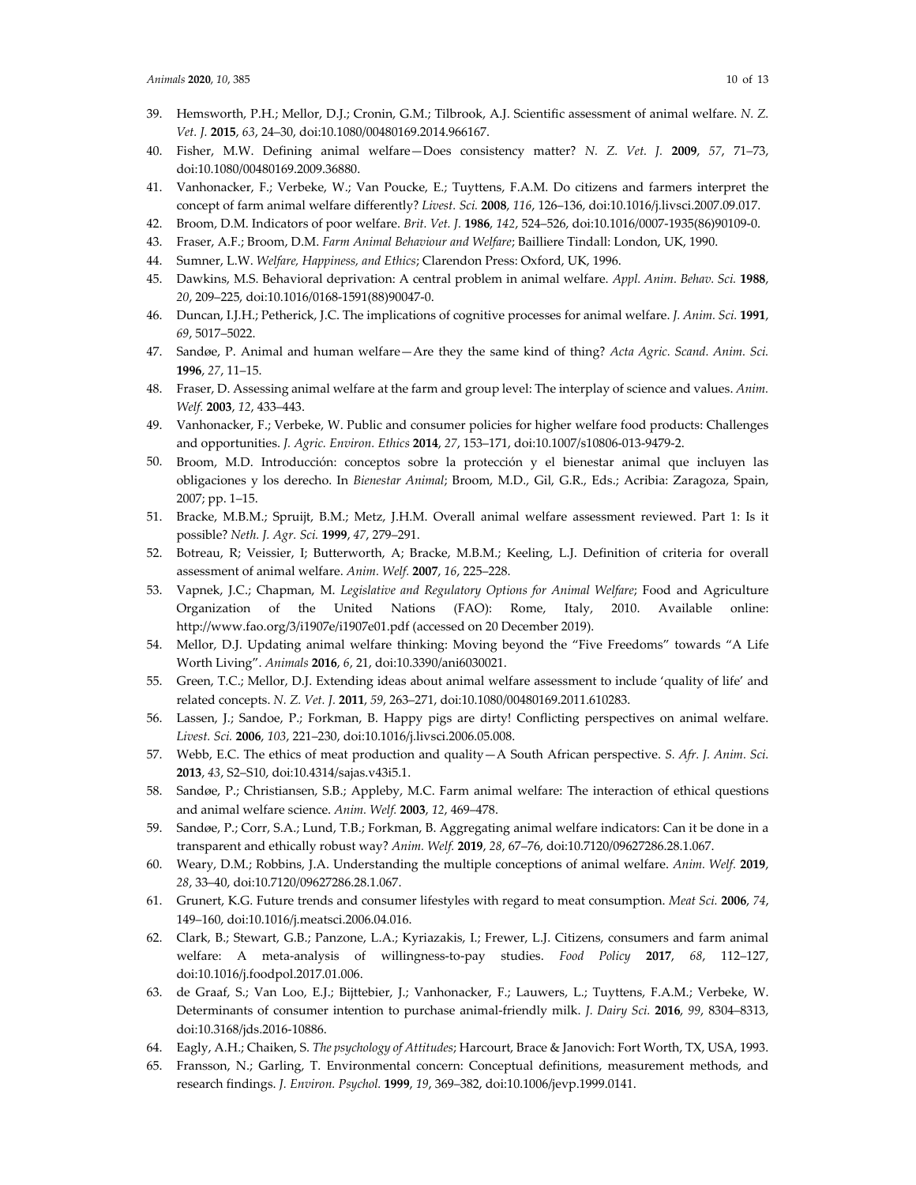39. Hemsworth, P.H.; Mellor, D.J.; Cronin, G.M.; Tilbrook, A.J. Scientific assessment of animal welfare. *N. Z. Vet. J.* **2015**, *63*, 24–30, doi:10.1080/00480169.2014.966167.
40. Fisher, M.W. Defining animal welfare—Does consistency matter? *N. Z. Vet. J.* **2009**, *57*, 71–73, doi:10.1080/00480169.2009.36880.
41. Vanhonacker, F.; Verbeke, W.; Van Poucke, E.; Tuyttens, F.A.M. Do citizens and farmers interpret the concept of farm animal welfare differently? *Livest. Sci.* **2008**, *116*, 126–136, doi:10.1016/j.livsci.2007.09.017.
42. Broom, D.M. Indicators of poor welfare. *Brit. Vet. J.* **1986**, *142*, 524–526, doi:10.1016/0007-1935(86)90109-0.
43. Fraser, A.F.; Broom, D.M. *Farm Animal Behaviour and Welfare*; Bailliere Tindall: London, UK, 1990.
44. Sumner, L.W. *Welfare, Happiness, and Ethics*; Clarendon Press: Oxford, UK, 1996.
45. Dawkins, M.S. Behavioral deprivation: A central problem in animal welfare. *Appl. Anim. Behav. Sci.* **1988**, *20*, 209–225, doi:10.1016/0168-1591(88)90047-0.
46. Duncan, I.J.H.; Petherick, J.C. The implications of cognitive processes for animal welfare. *J. Anim. Sci.* **1991**, *69*, 5017–5022.
47. Sandøe, P. Animal and human welfare—Are they the same kind of thing? *Acta Agric. Scand. Anim. Sci.* **1996**, *27*, 11–15.
48. Fraser, D. Assessing animal welfare at the farm and group level: The interplay of science and values. *Anim. Welf.* **2003**, *12*, 433–443.
49. Vanhonacker, F.; Verbeke, W. Public and consumer policies for higher welfare food products: Challenges and opportunities. *J. Agric. Environ. Ethics* **2014**, *27*, 153–171, doi:10.1007/s10806-013-9479-2.
50. Broom, M.D. Introducción: conceptos sobre la protección y el bienestar animal que incluyen las obligaciones y los derecho. In *Bienestar Animal*; Broom, M.D., Gil, G.R., Eds.; Acribia: Zaragoza, Spain, 2007; pp. 1–15.
51. Bracke, M.B.M.; Spruijt, B.M.; Metz, J.H.M. Overall animal welfare assessment reviewed. Part 1: Is it possible? *Neth. J. Agr. Sci.* **1999**, *47*, 279–291.
52. Botreau, R; Veissier, I; Butterworth, A; Bracke, M.B.M.; Keeling, L.J. Definition of criteria for overall assessment of animal welfare. *Anim. Welf.* **2007**, *16*, 225–228.
53. Vapnek, J.C.; Chapman, M. *Legislative and Regulatory Options for Animal Welfare*; Food and Agriculture Organization of the United Nations (FAO): Rome, Italy, 2010. Available online: http://www.fao.org/3/i1907e/i1907e01.pdf (accessed on 20 December 2019).
54. Mellor, D.J. Updating animal welfare thinking: Moving beyond the "Five Freedoms" towards "A Life Worth Living". *Animals* **2016**, *6*, 21, doi:10.3390/ani6030021.
55. Green, T.C.; Mellor, D.J. Extending ideas about animal welfare assessment to include 'quality of life' and related concepts. *N. Z. Vet. J.* **2011**, *59*, 263–271, doi:10.1080/00480169.2011.610283.
56. Lassen, J.; Sandoe, P.; Forkman, B. Happy pigs are dirty! Conflicting perspectives on animal welfare. *Livest. Sci.* **2006**, *103*, 221–230, doi:10.1016/j.livsci.2006.05.008.
57. Webb, E.C. The ethics of meat production and quality—A South African perspective. *S. Afr. J. Anim. Sci.* **2013**, *43*, S2–S10, doi:10.4314/sajas.v43i5.1.
58. Sandøe, P.; Christiansen, S.B.; Appleby, M.C. Farm animal welfare: The interaction of ethical questions and animal welfare science. *Anim. Welf.* **2003**, *12*, 469–478.
59. Sandøe, P.; Corr, S.A.; Lund, T.B.; Forkman, B. Aggregating animal welfare indicators: Can it be done in a transparent and ethically robust way? *Anim. Welf.* **2019**, *28*, 67–76, doi:10.7120/09627286.28.1.067.
60. Weary, D.M.; Robbins, J.A. Understanding the multiple conceptions of animal welfare. *Anim. Welf.* **2019**, *28*, 33–40, doi:10.7120/09627286.28.1.067.
61. Grunert, K.G. Future trends and consumer lifestyles with regard to meat consumption. *Meat Sci.* **2006**, *74*, 149–160, doi:10.1016/j.meatsci.2006.04.016.
62. Clark, B.; Stewart, G.B.; Panzone, L.A.; Kyriazakis, I.; Frewer, L.J. Citizens, consumers and farm animal welfare: A meta-analysis of willingness-to-pay studies. *Food Policy* **2017**, *68*, 112–127, doi:10.1016/j.foodpol.2017.01.006.
63. de Graaf, S.; Van Loo, E.J.; Bijttebier, J.; Vanhonacker, F.; Lauwers, L.; Tuyttens, F.A.M.; Verbeke, W. Determinants of consumer intention to purchase animal-friendly milk. *J. Dairy Sci.* **2016**, *99*, 8304–8313, doi:10.3168/jds.2016-10886.
64. Eagly, A.H.; Chaiken, S. *The psychology of Attitudes*; Harcourt, Brace & Janovich: Fort Worth, TX, USA, 1993.
65. Fransson, N.; Garling, T. Environmental concern: Conceptual definitions, measurement methods, and research findings. *J. Environ. Psychol.* **1999**, *19*, 369–382, doi:10.1006/jevp.1999.0141.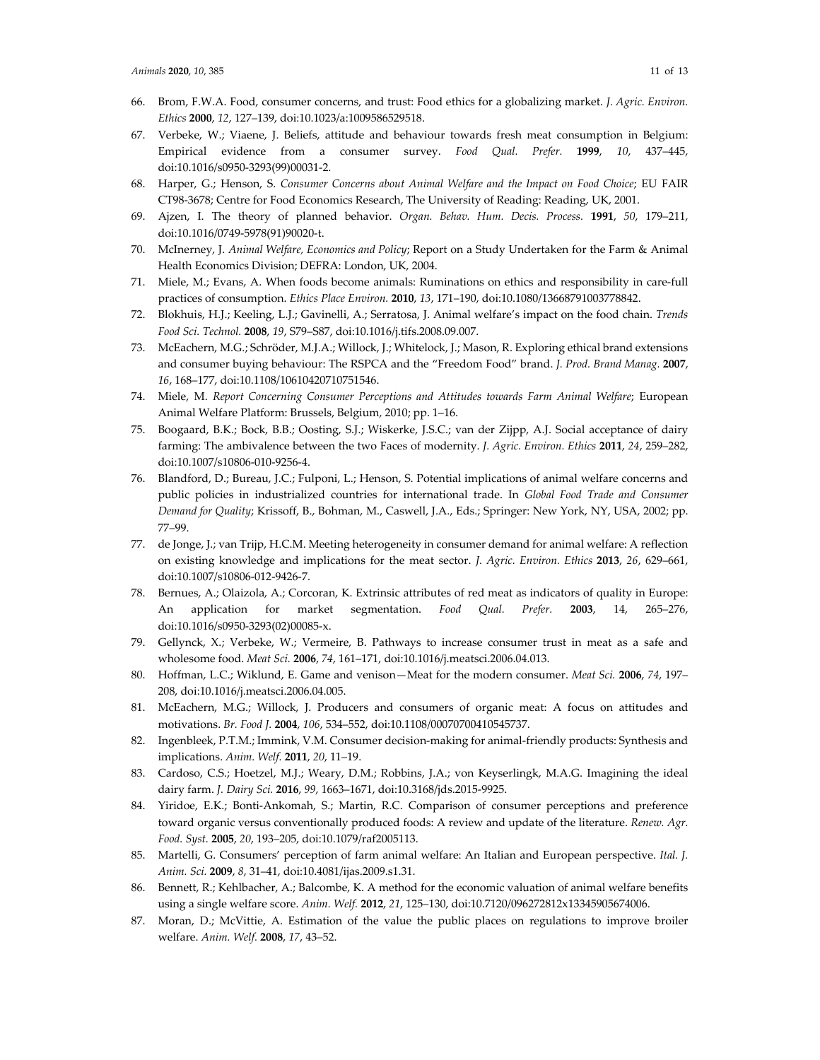66. Brom, F.W.A. Food, consumer concerns, and trust: Food ethics for a globalizing market. *J. Agric. Environ. Ethics* **2000**, *12*, 127–139, doi:10.1023/a:1009586529518.
67. Verbeke, W.; Viaene, J. Beliefs, attitude and behaviour towards fresh meat consumption in Belgium: Empirical evidence from a consumer survey. *Food Qual. Prefer.* **1999**, *10*, 437–445, doi:10.1016/s0950-3293(99)00031-2.
68. Harper, G.; Henson, S. *Consumer Concerns about Animal Welfare and the Impact on Food Choice*; EU FAIR CT98-3678; Centre for Food Economics Research, The University of Reading: Reading, UK, 2001.
69. Ajzen, I. The theory of planned behavior. *Organ. Behav. Hum. Decis. Process.* **1991**, *50*, 179–211, doi:10.1016/0749-5978(91)90020-t.
70. McInerney, J. *Animal Welfare, Economics and Policy*; Report on a Study Undertaken for the Farm & Animal Health Economics Division; DEFRA: London, UK, 2004.
71. Miele, M.; Evans, A. When foods become animals: Ruminations on ethics and responsibility in care-full practices of consumption. *Ethics Place Environ.* **2010**, *13*, 171–190, doi:10.1080/13668791003778842.
72. Blokhuis, H.J.; Keeling, L.J.; Gavinelli, A.; Serratosa, J. Animal welfare's impact on the food chain. *Trends Food Sci. Technol.* **2008**, *19*, S79–S87, doi:10.1016/j.tifs.2008.09.007.
73. McEachern, M.G.; Schröder, M.J.A.; Willock, J.; Whitelock, J.; Mason, R. Exploring ethical brand extensions and consumer buying behaviour: The RSPCA and the "Freedom Food" brand. *J. Prod. Brand Manag.* **2007**, *16*, 168–177, doi:10.1108/10610420710751546.
74. Miele, M. *Report Concerning Consumer Perceptions and Attitudes towards Farm Animal Welfare*; European Animal Welfare Platform: Brussels, Belgium, 2010; pp. 1–16.
75. Boogaard, B.K.; Bock, B.B.; Oosting, S.J.; Wiskerke, J.S.C.; van der Zijpp, A.J. Social acceptance of dairy farming: The ambivalence between the two Faces of modernity. *J. Agric. Environ. Ethics* **2011**, *24*, 259–282, doi:10.1007/s10806-010-9256-4.
76. Blandford, D.; Bureau, J.C.; Fulponi, L.; Henson, S. Potential implications of animal welfare concerns and public policies in industrialized countries for international trade. In *Global Food Trade and Consumer Demand for Quality*; Krissoff, B., Bohman, M., Caswell, J.A., Eds.; Springer: New York, NY, USA, 2002; pp. 77–99.
77. de Jonge, J.; van Trijp, H.C.M. Meeting heterogeneity in consumer demand for animal welfare: A reflection on existing knowledge and implications for the meat sector. *J. Agric. Environ. Ethics* **2013**, *26*, 629–661, doi:10.1007/s10806-012-9426-7.
78. Bernues, A.; Olaizola, A.; Corcoran, K. Extrinsic attributes of red meat as indicators of quality in Europe: An application for market segmentation. *Food Qual. Prefer.* **2003**, 14, 265–276, doi:10.1016/s0950-3293(02)00085-x.
79. Gellynck, X.; Verbeke, W.; Vermeire, B. Pathways to increase consumer trust in meat as a safe and wholesome food. *Meat Sci.* **2006**, *74*, 161–171, doi:10.1016/j.meatsci.2006.04.013.
80. Hoffman, L.C.; Wiklund, E. Game and venison—Meat for the modern consumer. *Meat Sci.* **2006**, *74*, 197–208, doi:10.1016/j.meatsci.2006.04.005.
81. McEachern, M.G.; Willock, J. Producers and consumers of organic meat: A focus on attitudes and motivations. *Br. Food J.* **2004**, *106*, 534–552, doi:10.1108/00070700410545737.
82. Ingenbleek, P.T.M.; Immink, V.M. Consumer decision-making for animal-friendly products: Synthesis and implications. *Anim. Welf.* **2011**, *20*, 11–19.
83. Cardoso, C.S.; Hoetzel, M.J.; Weary, D.M.; Robbins, J.A.; von Keyserlingk, M.A.G. Imagining the ideal dairy farm. *J. Dairy Sci.* **2016**, *99*, 1663–1671, doi:10.3168/jds.2015-9925.
84. Yiridoe, E.K.; Bonti-Ankomah, S.; Martin, R.C. Comparison of consumer perceptions and preference toward organic versus conventionally produced foods: A review and update of the literature. *Renew. Agr. Food. Syst.* **2005**, *20*, 193–205, doi:10.1079/raf2005113.
85. Martelli, G. Consumers' perception of farm animal welfare: An Italian and European perspective. *Ital. J. Anim. Sci.* **2009**, *8*, 31–41, doi:10.4081/ijas.2009.s1.31.
86. Bennett, R.; Kehlbacher, A.; Balcombe, K. A method for the economic valuation of animal welfare benefits using a single welfare score. *Anim. Welf.* **2012**, *21*, 125–130, doi:10.7120/096272812x13345905674006.
87. Moran, D.; McVittie, A. Estimation of the value the public places on regulations to improve broiler welfare. *Anim. Welf.* **2008**, *17*, 43–52.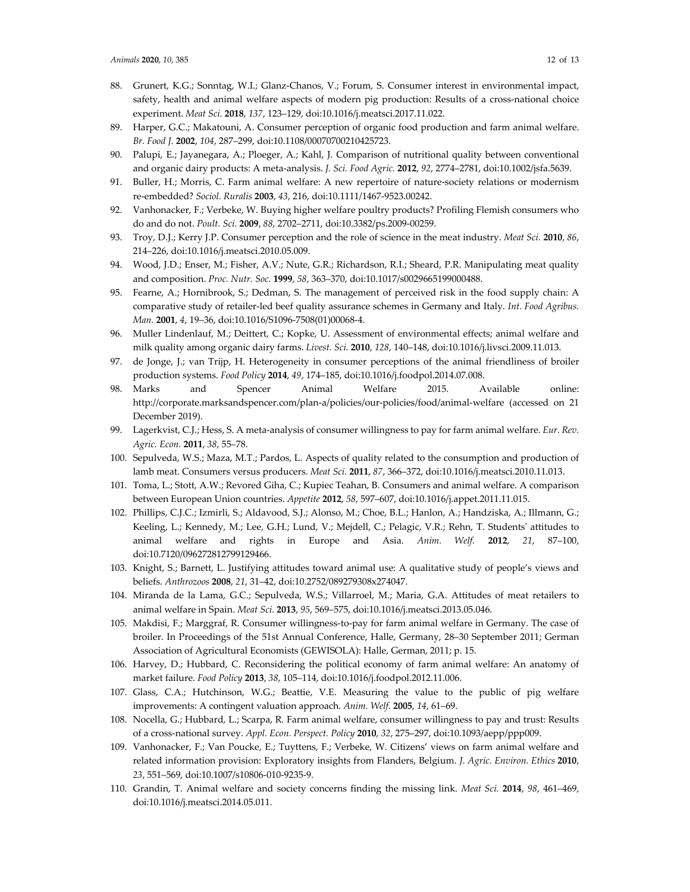88. Grunert, K.G.; Sonntag, W.I.; Glanz-Chanos, V.; Forum, S. Consumer interest in environmental impact, safety, health and animal welfare aspects of modern pig production: Results of a cross-national choice experiment. *Meat Sci.* **2018**, *137*, 123–129, doi:10.1016/j.meatsci.2017.11.022.
89. Harper, G.C.; Makatouni, A. Consumer perception of organic food production and farm animal welfare. *Br. Food J.* **2002**, *104*, 287–299, doi:10.1108/00070700210425723.
90. Palupi, E.; Jayanegara, A.; Ploeger, A.; Kahl, J. Comparison of nutritional quality between conventional and organic dairy products: A meta-analysis. *J. Sci. Food Agric.* **2012**, *92*, 2774–2781, doi:10.1002/jsfa.5639.
91. Buller, H.; Morris, C. Farm animal welfare: A new repertoire of nature-society relations or modernism re-embedded? *Sociol. Ruralis* **2003**, *43*, 216, doi:10.1111/1467-9523.00242.
92. Vanhonacker, F.; Verbeke, W. Buying higher welfare poultry products? Profiling Flemish consumers who do and do not. *Poult. Sci.* **2009**, *88*, 2702–2711, doi:10.3382/ps.2009-00259.
93. Troy, D.J.; Kerry J.P. Consumer perception and the role of science in the meat industry. *Meat Sci.* **2010**, *86*, 214–226, doi:10.1016/j.meatsci.2010.05.009.
94. Wood, J.D.; Enser, M.; Fisher, A.V.; Nute, G.R.; Richardson, R.I.; Sheard, P.R. Manipulating meat quality and composition. *Proc. Nutr. Soc.* **1999**, *58*, 363–370, doi:10.1017/s0029665199000488.
95. Fearne, A.; Hornibrook, S.; Dedman, S. The management of perceived risk in the food supply chain: A comparative study of retailer-led beef quality assurance schemes in Germany and Italy. *Int. Food Agribus. Man.* **2001**, *4*, 19–36, doi:10.1016/S1096-7508(01)00068-4.
96. Muller Lindenlauf, M.; Deittert, C.; Kopke, U. Assessment of environmental effects; animal welfare and milk quality among organic dairy farms. *Livest. Sci.* **2010**, *128*, 140–148, doi:10.1016/j.livsci.2009.11.013.
97. de Jonge, J.; van Trijp, H. Heterogeneity in consumer perceptions of the animal friendliness of broiler production systems. *Food Policy* **2014**, *49*, 174–185, doi:10.1016/j.foodpol.2014.07.008.
98. Marks and Spencer Animal Welfare 2015. Available online: http://corporate.marksandspencer.com/plan-a/policies/our-policies/food/animal-welfare (accessed on 21 December 2019).
99. Lagerkvist, C.J.; Hess, S. A meta-analysis of consumer willingness to pay for farm animal welfare. *Eur. Rev. Agric. Econ.* **2011**, *38*, 55–78.
100. Sepulveda, W.S.; Maza, M.T.; Pardos, L. Aspects of quality related to the consumption and production of lamb meat. Consumers versus producers. *Meat Sci.* **2011**, *87*, 366–372, doi:10.1016/j.meatsci.2010.11.013.
101. Toma, L.; Stott, A.W.; Revored Giha, C.; Kupiec Teahan, B. Consumers and animal welfare. A comparison between European Union countries. *Appetite* **2012**, *58*, 597–607, doi:10.1016/j.appet.2011.11.015.
102. Phillips, C.J.C.; Izmirli, S.; Aldavood, S.J.; Alonso, M.; Choe, B.L.; Hanlon, A.; Handziska, A.; Illmann, G.; Keeling, L.; Kennedy, M.; Lee, G.H.; Lund, V.; Mejdell, C.; Pelagic, V.R.; Rehn, T. Students' attitudes to animal welfare and rights in Europe and Asia. *Anim. Welf.* **2012**, *21*, 87–100, doi:10.7120/096272812799129466.
103. Knight, S.; Barnett, L. Justifying attitudes toward animal use: A qualitative study of people's views and beliefs. *Anthrozoos* **2008**, *21*, 31–42, doi:10.2752/089279308x274047.
104. Miranda de la Lama, G.C.; Sepulveda, W.S.; Villarroel, M.; Maria, G.A. Attitudes of meat retailers to animal welfare in Spain. *Meat Sci.* **2013**, *95*, 569–575, doi:10.1016/j.meatsci.2013.05.046.
105. Makdisi, F.; Marggraf, R. Consumer willingness-to-pay for farm animal welfare in Germany. The case of broiler. In Proceedings of the 51st Annual Conference, Halle, Germany, 28–30 September 2011; German Association of Agricultural Economists (GEWISOLA): Halle, German, 2011; p. 15.
106. Harvey, D.; Hubbard, C. Reconsidering the political economy of farm animal welfare: An anatomy of market failure. *Food Policy* **2013**, *38*, 105–114, doi:10.1016/j.foodpol.2012.11.006.
107. Glass, C.A.; Hutchinson, W.G.; Beattie, V.E. Measuring the value to the public of pig welfare improvements: A contingent valuation approach. *Anim. Welf.* **2005**, *14*, 61–69.
108. Nocella, G.; Hubbard, L.; Scarpa, R. Farm animal welfare, consumer willingness to pay and trust: Results of a cross-national survey. *Appl. Econ. Perspect. Policy* **2010**, *32*, 275–297, doi:10.1093/aepp/ppp009.
109. Vanhonacker, F.; Van Poucke, E.; Tuyttens, F.; Verbeke, W. Citizens' views on farm animal welfare and related information provision: Exploratory insights from Flanders, Belgium. *J. Agric. Environ. Ethics* **2010**, *23*, 551–569, doi:10.1007/s10806-010-9235-9.
110. Grandin, T. Animal welfare and society concerns finding the missing link. *Meat Sci.* **2014**, *98*, 461–469, doi:10.1016/j.meatsci.2014.05.011.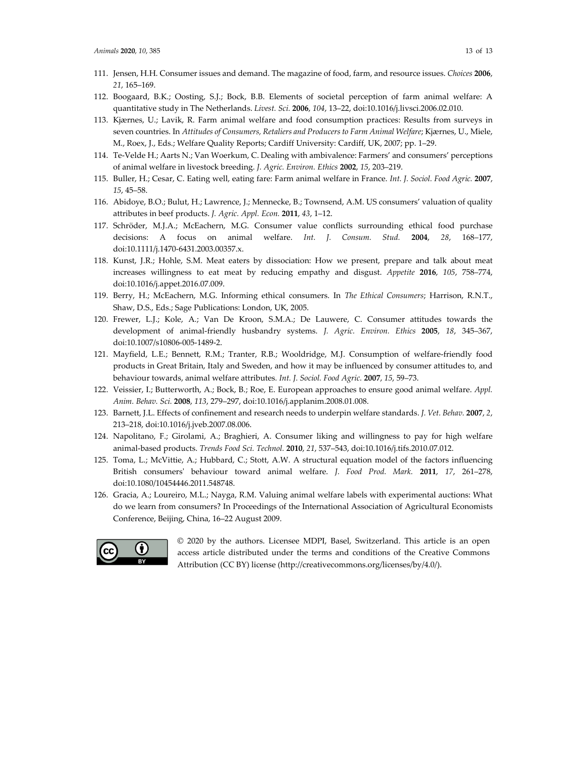111. Jensen, H.H. Consumer issues and demand. The magazine of food, farm, and resource issues. *Choices* **2006**, *21*, 165–169.
112. Boogaard, B.K.; Oosting, S.J.; Bock, B.B. Elements of societal perception of farm animal welfare: A quantitative study in The Netherlands. *Livest. Sci.* **2006**, *104*, 13–22, doi:10.1016/j.livsci.2006.02.010.
113. Kjærnes, U.; Lavik, R. Farm animal welfare and food consumption practices: Results from surveys in seven countries. In *Attitudes of Consumers, Retaliers and Producers to Farm Animal Welfare*; Kjærnes, U., Miele, M., Roex, J., Eds.; Welfare Quality Reports; Cardiff University: Cardiff, UK, 2007; pp. 1–29.
114. Te-Velde H.; Aarts N.; Van Woerkum, C. Dealing with ambivalence: Farmers' and consumers' perceptions of animal welfare in livestock breeding. *J. Agric. Environ. Ethics* **2002**, *15*, 203–219.
115. Buller, H.; Cesar, C. Eating well, eating fare: Farm animal welfare in France. *Int. J. Sociol. Food Agric.* **2007**, *15*, 45–58.
116. Abidoye, B.O.; Bulut, H.; Lawrence, J.; Mennecke, B.; Townsend, A.M. US consumers' valuation of quality attributes in beef products. *J. Agric. Appl. Econ.* **2011**, *43*, 1–12.
117. Schröder, M.J.A.; McEachern, M.G. Consumer value conflicts surrounding ethical food purchase decisions: A focus on animal welfare. *Int. J. Consum. Stud.* **2004**, *28*, 168–177, doi:10.1111/j.1470-6431.2003.00357.x.
118. Kunst, J.R.; Hohle, S.M. Meat eaters by dissociation: How we present, prepare and talk about meat increases willingness to eat meat by reducing empathy and disgust. *Appetite* **2016**, *105*, 758–774, doi:10.1016/j.appet.2016.07.009.
119. Berry, H.; McEachern, M.G. Informing ethical consumers. In *The Ethical Consumers*; Harrison, R.N.T., Shaw, D.S., Eds.; Sage Publications: London, UK, 2005.
120. Frewer, L.J.; Kole, A.; Van De Kroon, S.M.A.; De Lauwere, C. Consumer attitudes towards the development of animal-friendly husbandry systems. *J. Agric. Environ. Ethics* **2005**, *18*, 345–367, doi:10.1007/s10806-005-1489-2.
121. Mayfield, L.E.; Bennett, R.M.; Tranter, R.B.; Wooldridge, M.J. Consumption of welfare-friendly food products in Great Britain, Italy and Sweden, and how it may be influenced by consumer attitudes to, and behaviour towards, animal welfare attributes. *Int. J. Sociol. Food Agric.* **2007**, *15*, 59–73.
122. Veissier, I.; Butterworth, A.; Bock, B.; Roe, E. European approaches to ensure good animal welfare. *Appl. Anim. Behav. Sci.* **2008**, *113*, 279–297, doi:10.1016/j.applanim.2008.01.008.
123. Barnett, J.L. Effects of confinement and research needs to underpin welfare standards. *J. Vet. Behav.* **2007**, *2*, 213–218, doi:10.1016/j.jveb.2007.08.006.
124. Napolitano, F.; Girolami, A.; Braghieri, A. Consumer liking and willingness to pay for high welfare animal-based products. *Trends Food Sci. Technol.* **2010**, *21*, 537–543, doi:10.1016/j.tifs.2010.07.012.
125. Toma, L.; McVittie, A.; Hubbard, C.; Stott, A.W. A structural equation model of the factors influencing British consumers' behaviour toward animal welfare. *J. Food Prod. Mark.* **2011**, *17*, 261–278, doi:10.1080/10454446.2011.548748.
126. Gracia, A.; Loureiro, M.L.; Nayga, R.M. Valuing animal welfare labels with experimental auctions: What do we learn from consumers? In Proceedings of the International Association of Agricultural Economists Conference, Beijing, China, 16–22 August 2009.

© 2020 by the authors. Licensee MDPI, Basel, Switzerland. This article is an open access article distributed under the terms and conditions of the Creative Commons Attribution (CC BY) license (http://creativecommons.org/licenses/by/4.0/).